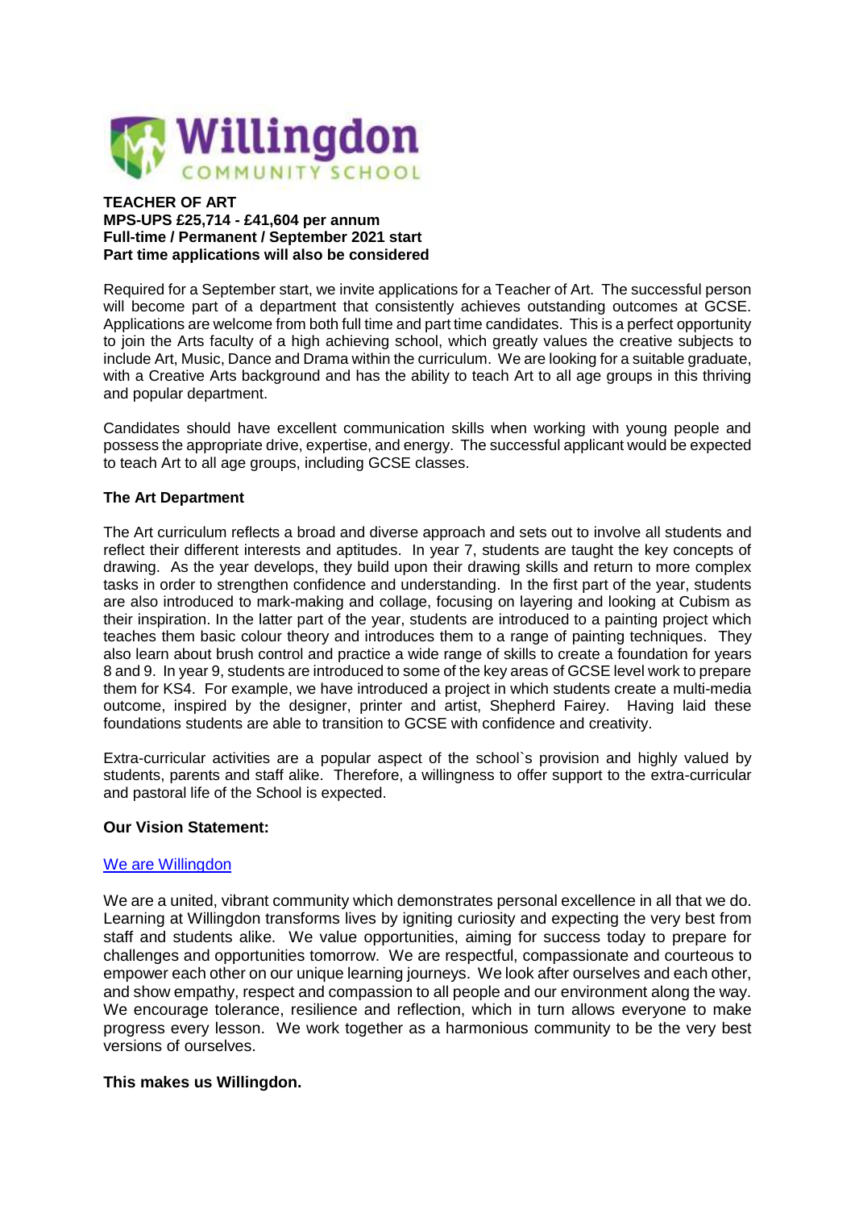**Willingdon**
COMMUNITY SCHOOL

**TEACHER OF ART**
**MPS-UPS £25,714 - £41,604 per annum**
**Full-time / Permanent / September 2021 start**
**Part time applications will also be considered**

Required for a September start, we invite applications for a Teacher of Art. The successful person will become part of a department that consistently achieves outstanding outcomes at GCSE. Applications are welcome from both full time and part time candidates. This is a perfect opportunity to join the Arts faculty of a high achieving school, which greatly values the creative subjects to include Art, Music, Dance and Drama within the curriculum. We are looking for a suitable graduate, with a Creative Arts background and has the ability to teach Art to all age groups in this thriving and popular department.

Candidates should have excellent communication skills when working with young people and possess the appropriate drive, expertise, and energy. The successful applicant would be expected to teach Art to all age groups, including GCSE classes.

**The Art Department**

The Art curriculum reflects a broad and diverse approach and sets out to involve all students and reflect their different interests and aptitudes. In year 7, students are taught the key concepts of drawing. As the year develops, they build upon their drawing skills and return to more complex tasks in order to strengthen confidence and understanding. In the first part of the year, students are also introduced to mark-making and collage, focusing on layering and looking at Cubism as their inspiration. In the latter part of the year, students are introduced to a painting project which teaches them basic colour theory and introduces them to a range of painting techniques. They also learn about brush control and practice a wide range of skills to create a foundation for years 8 and 9. In year 9, students are introduced to some of the key areas of GCSE level work to prepare them for KS4. For example, we have introduced a project in which students create a multi-media outcome, inspired by the designer, printer and artist, Shepherd Fairey. Having laid these foundations students are able to transition to GCSE with confidence and creativity.

Extra-curricular activities are a popular aspect of the school`s provision and highly valued by students, parents and staff alike. Therefore, a willingness to offer support to the extra-curricular and pastoral life of the School is expected.

**Our Vision Statement:**

We are Willingdon

We are a united, vibrant community which demonstrates personal excellence in all that we do. Learning at Willingdon transforms lives by igniting curiosity and expecting the very best from staff and students alike. We value opportunities, aiming for success today to prepare for challenges and opportunities tomorrow. We are respectful, compassionate and courteous to empower each other on our unique learning journeys. We look after ourselves and each other, and show empathy, respect and compassion to all people and our environment along the way. We encourage tolerance, resilience and reflection, which in turn allows everyone to make progress every lesson. We work together as a harmonious community to be the very best versions of ourselves.

**This makes us Willingdon.**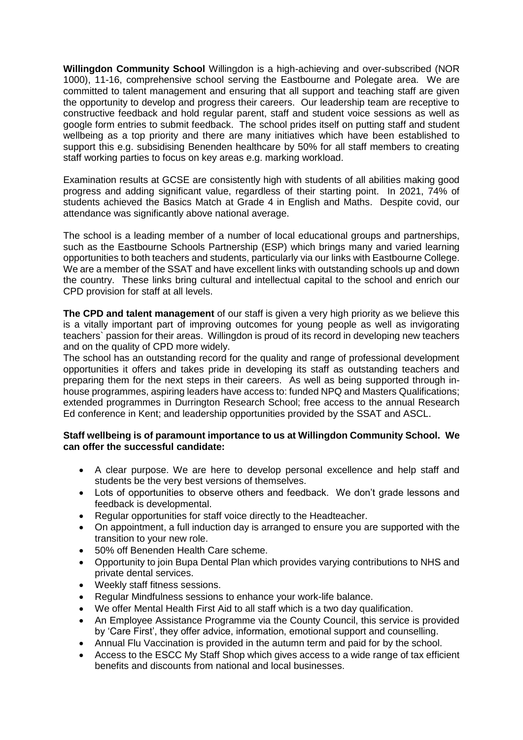**Willingdon Community School** Willingdon is a high-achieving and over-subscribed (NOR 1000), 11-16, comprehensive school serving the Eastbourne and Polegate area. We are committed to talent management and ensuring that all support and teaching staff are given the opportunity to develop and progress their careers. Our leadership team are receptive to constructive feedback and hold regular parent, staff and student voice sessions as well as google form entries to submit feedback. The school prides itself on putting staff and student wellbeing as a top priority and there are many initiatives which have been established to support this e.g. subsidising Benenden healthcare by 50% for all staff members to creating staff working parties to focus on key areas e.g. marking workload.

Examination results at GCSE are consistently high with students of all abilities making good progress and adding significant value, regardless of their starting point. In 2021, 74% of students achieved the Basics Match at Grade 4 in English and Maths. Despite covid, our attendance was significantly above national average.

The school is a leading member of a number of local educational groups and partnerships, such as the Eastbourne Schools Partnership (ESP) which brings many and varied learning opportunities to both teachers and students, particularly via our links with Eastbourne College. We are a member of the SSAT and have excellent links with outstanding schools up and down the country. These links bring cultural and intellectual capital to the school and enrich our CPD provision for staff at all levels.

**The CPD and talent management** of our staff is given a very high priority as we believe this is a vitally important part of improving outcomes for young people as well as invigorating teachers` passion for their areas. Willingdon is proud of its record in developing new teachers and on the quality of CPD more widely.

The school has an outstanding record for the quality and range of professional development opportunities it offers and takes pride in developing its staff as outstanding teachers and preparing them for the next steps in their careers. As well as being supported through in-house programmes, aspiring leaders have access to: funded NPQ and Masters Qualifications; extended programmes in Durrington Research School; free access to the annual Research Ed conference in Kent; and leadership opportunities provided by the SSAT and ASCL.

**Staff wellbeing is of paramount importance to us at Willingdon Community School. We can offer the successful candidate:**

- A clear purpose. We are here to develop personal excellence and help staff and students be the very best versions of themselves.
- Lots of opportunities to observe others and feedback. We don't grade lessons and feedback is developmental.
- Regular opportunities for staff voice directly to the Headteacher.
- On appointment, a full induction day is arranged to ensure you are supported with the transition to your new role.
- 50% off Benenden Health Care scheme.
- Opportunity to join Bupa Dental Plan which provides varying contributions to NHS and private dental services.
- Weekly staff fitness sessions.
- Regular Mindfulness sessions to enhance your work-life balance.
- We offer Mental Health First Aid to all staff which is a two day qualification.
- An Employee Assistance Programme via the County Council, this service is provided by 'Care First', they offer advice, information, emotional support and counselling.
- Annual Flu Vaccination is provided in the autumn term and paid for by the school.
- Access to the ESCC My Staff Shop which gives access to a wide range of tax efficient benefits and discounts from national and local businesses.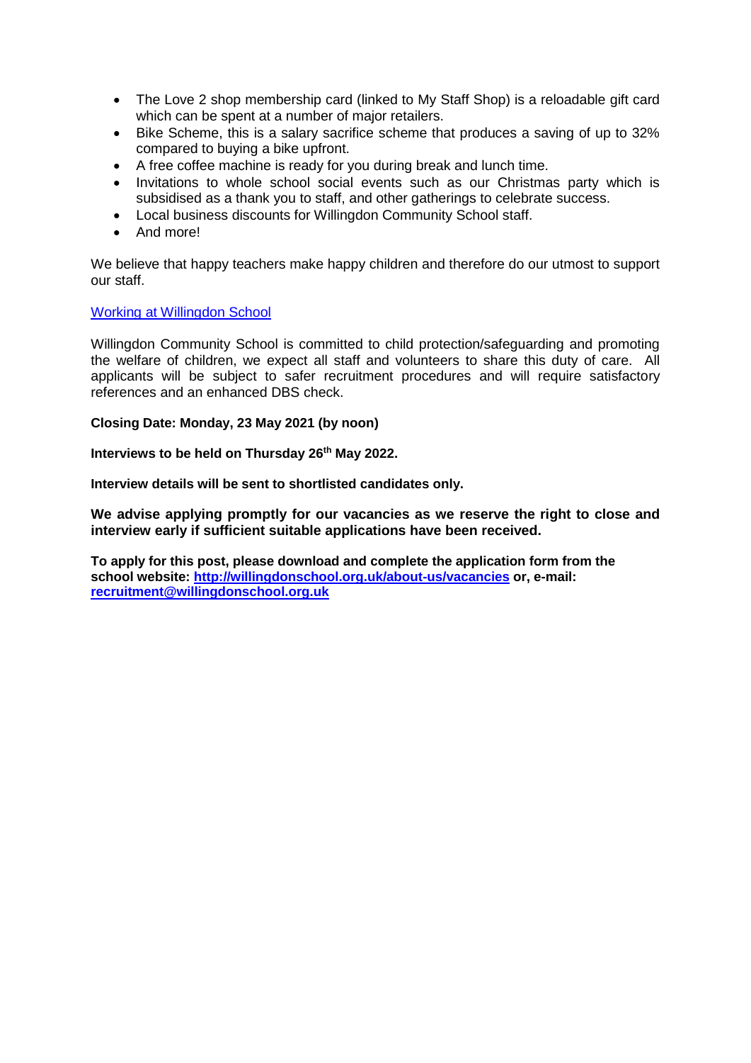- The Love 2 shop membership card (linked to My Staff Shop) is a reloadable gift card which can be spent at a number of major retailers.
- Bike Scheme, this is a salary sacrifice scheme that produces a saving of up to 32% compared to buying a bike upfront.
- A free coffee machine is ready for you during break and lunch time.
- Invitations to whole school social events such as our Christmas party which is subsidised as a thank you to staff, and other gatherings to celebrate success.
- Local business discounts for Willingdon Community School staff.
- And more!

We believe that happy teachers make happy children and therefore do our utmost to support our staff.

Working at Willingdon School

Willingdon Community School is committed to child protection/safeguarding and promoting the welfare of children, we expect all staff and volunteers to share this duty of care. All applicants will be subject to safer recruitment procedures and will require satisfactory references and an enhanced DBS check.

**Closing Date: Monday, 23 May 2021 (by noon)**

**Interviews to be held on Thursday 26th May 2022.**

**Interview details will be sent to shortlisted candidates only.**

**We advise applying promptly for our vacancies as we reserve the right to close and interview early if sufficient suitable applications have been received.**

**To apply for this post, please download and complete the application form from the school website: http://willingdonschool.org.uk/about-us/vacancies or, e-mail: recruitment@willingdonschool.org.uk**